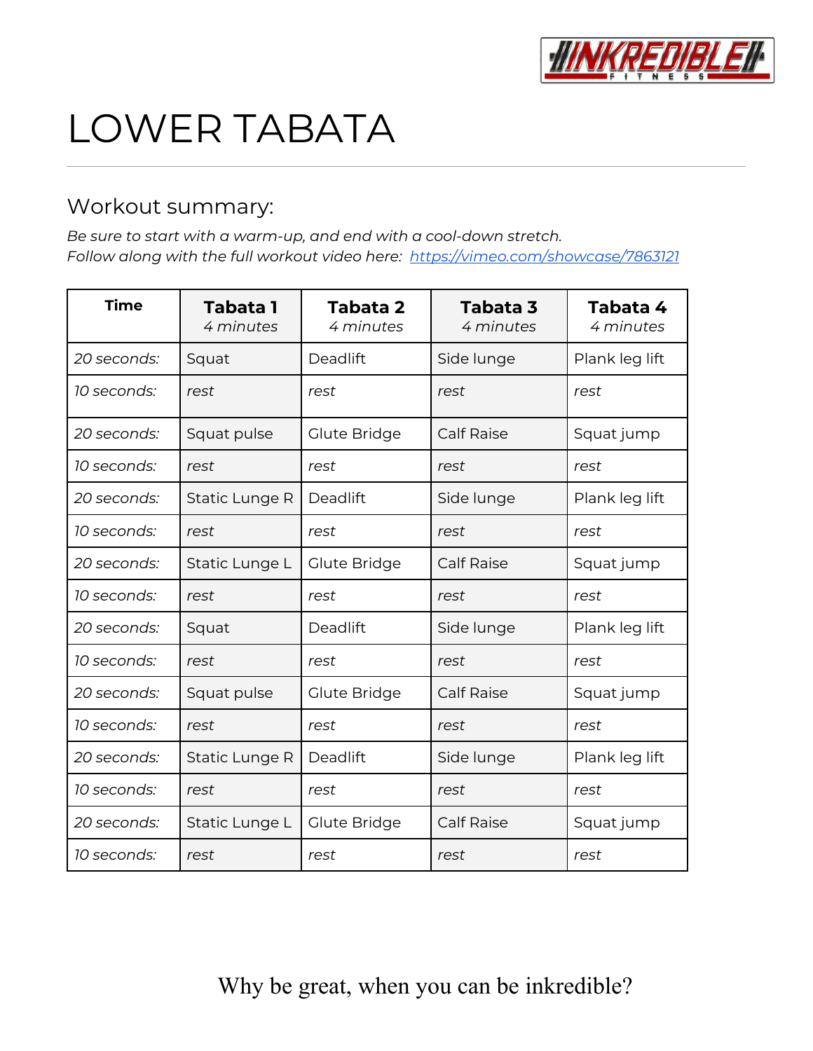# LOWER TABATA

## Workout summary:

*Be sure to start with a warm-up, and end with a cool-down stretch.*
*Follow along with the full workout video here:* [https://vimeo.com/showcase/7863121](https://vimeo.com/showcase/7863121)

| Time | **Tabata 1** *4 minutes* | **Tabata 2** *4 minutes* | **Tabata 3** *4 minutes* | **Tabata 4** *4 minutes* |
|---|---|---|---|---|
| *20 seconds:* | Squat | Deadlift | Side lunge | Plank leg lift |
| *10 seconds:* | *rest* | *rest* | *rest* | *rest* |
| *20 seconds:* | Squat pulse | Glute Bridge | Calf Raise | Squat jump |
| *10 seconds:* | *rest* | *rest* | *rest* | *rest* |
| *20 seconds:* | Static Lunge R | Deadlift | Side lunge | Plank leg lift |
| *10 seconds:* | *rest* | *rest* | *rest* | *rest* |
| *20 seconds:* | Static Lunge L | Glute Bridge | Calf Raise | Squat jump |
| *10 seconds:* | *rest* | *rest* | *rest* | *rest* |
| *20 seconds:* | Squat | Deadlift | Side lunge | Plank leg lift |
| *10 seconds:* | *rest* | *rest* | *rest* | *rest* |
| *20 seconds:* | Squat pulse | Glute Bridge | Calf Raise | Squat jump |
| *10 seconds:* | *rest* | *rest* | *rest* | *rest* |
| *20 seconds:* | Static Lunge R | Deadlift | Side lunge | Plank leg lift |
| *10 seconds:* | *rest* | *rest* | *rest* | *rest* |
| *20 seconds:* | Static Lunge L | Glute Bridge | Calf Raise | Squat jump |
| *10 seconds:* | *rest* | *rest* | *rest* | *rest* |

Why be great, when you can be inkredible?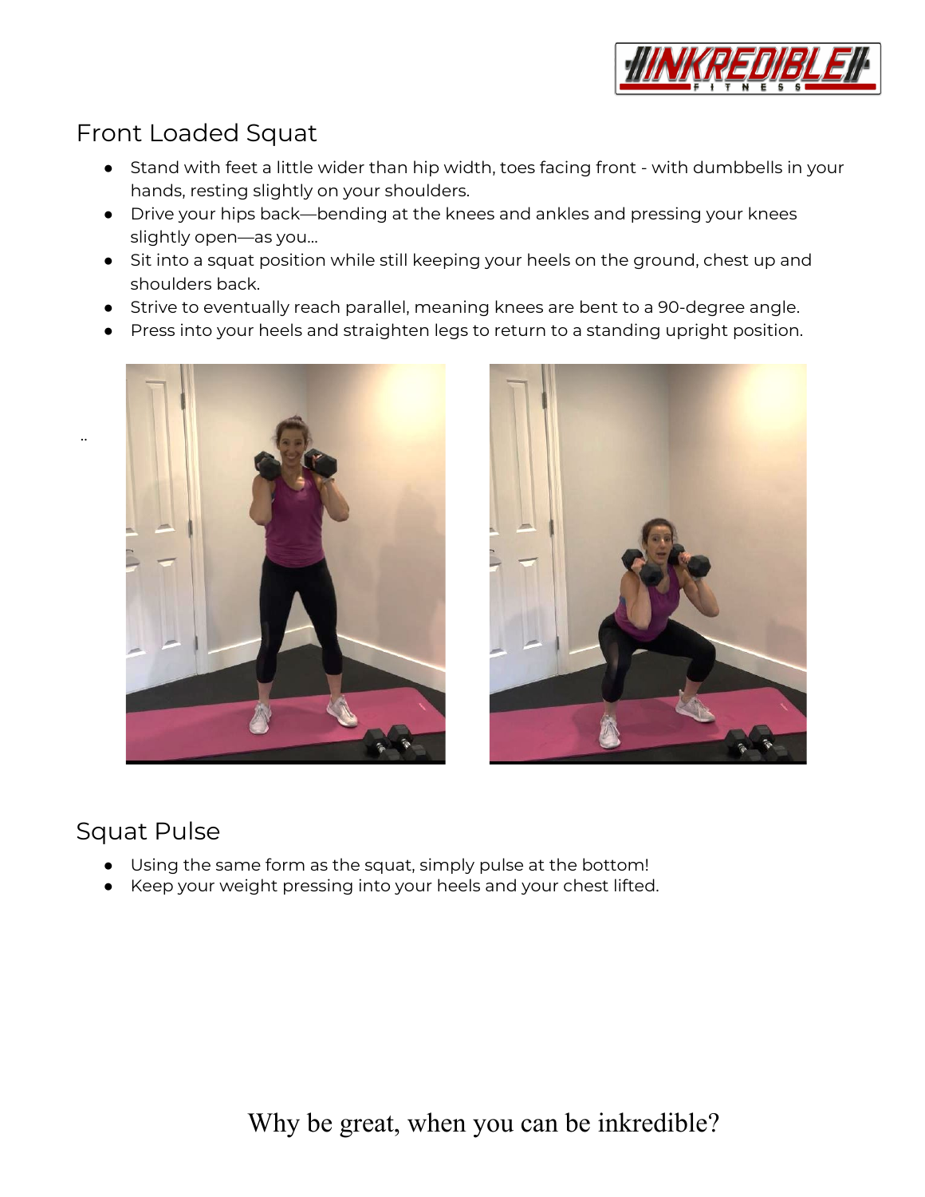## Front Loaded Squat

- Stand with feet a little wider than hip width, toes facing front - with dumbbells in your hands, resting slightly on your shoulders.
- Drive your hips back—bending at the knees and ankles and pressing your knees slightly open—as you…
- Sit into a squat position while still keeping your heels on the ground, chest up and shoulders back.
- Strive to eventually reach parallel, meaning knees are bent to a 90-degree angle.
- Press into your heels and straighten legs to return to a standing upright position.

..

## Squat Pulse

- Using the same form as the squat, simply pulse at the bottom!
- Keep your weight pressing into your heels and your chest lifted.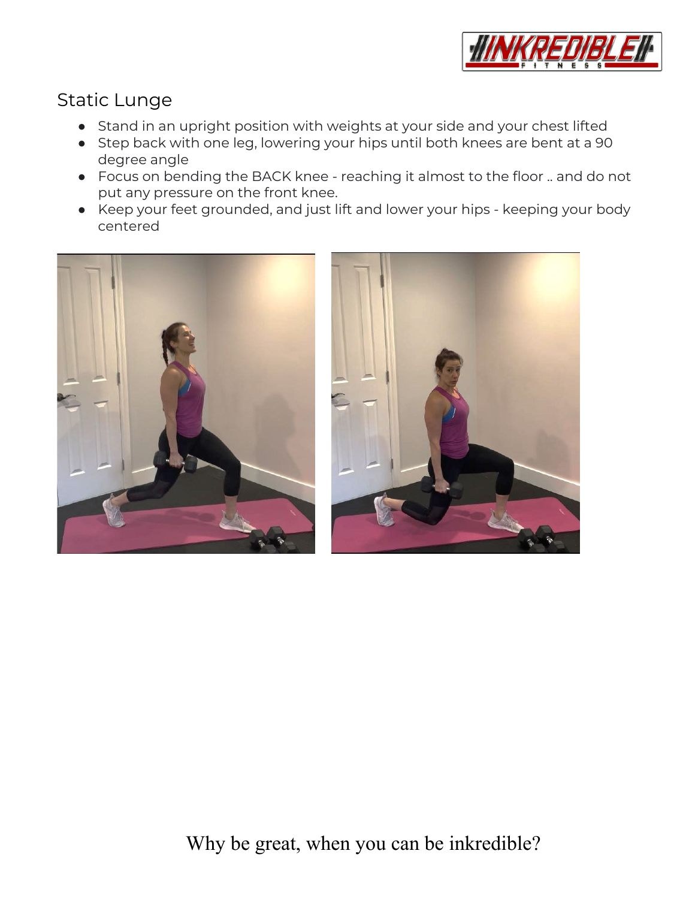## Static Lunge

- Stand in an upright position with weights at your side and your chest lifted
- Step back with one leg, lowering your hips until both knees are bent at a 90 degree angle
- Focus on bending the BACK knee - reaching it almost to the floor .. and do not put any pressure on the front knee.
- Keep your feet grounded, and just lift and lower your hips - keeping your body centered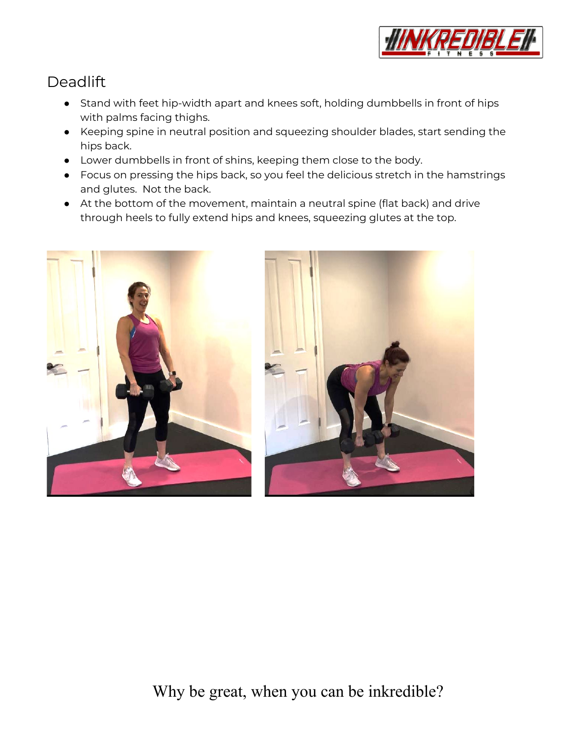## Deadlift

- Stand with feet hip-width apart and knees soft, holding dumbbells in front of hips with palms facing thighs.
- Keeping spine in neutral position and squeezing shoulder blades, start sending the hips back.
- Lower dumbbells in front of shins, keeping them close to the body.
- Focus on pressing the hips back, so you feel the delicious stretch in the hamstrings and glutes. Not the back.
- At the bottom of the movement, maintain a neutral spine (flat back) and drive through heels to fully extend hips and knees, squeezing glutes at the top.

Why be great, when you can be inkredible?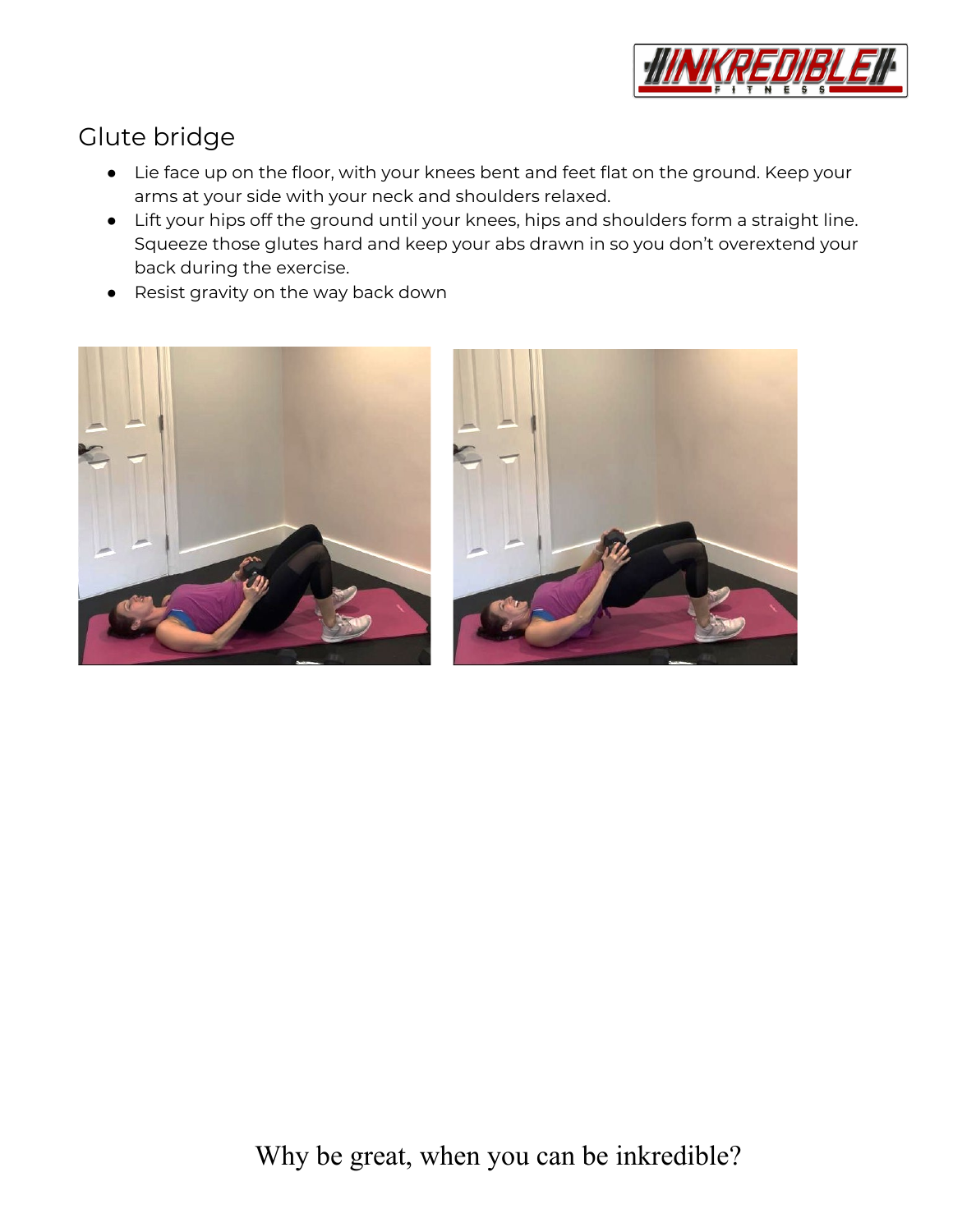## Glute bridge

- Lie face up on the floor, with your knees bent and feet flat on the ground. Keep your arms at your side with your neck and shoulders relaxed.
- Lift your hips off the ground until your knees, hips and shoulders form a straight line. Squeeze those glutes hard and keep your abs drawn in so you don't overextend your back during the exercise.
- Resist gravity on the way back down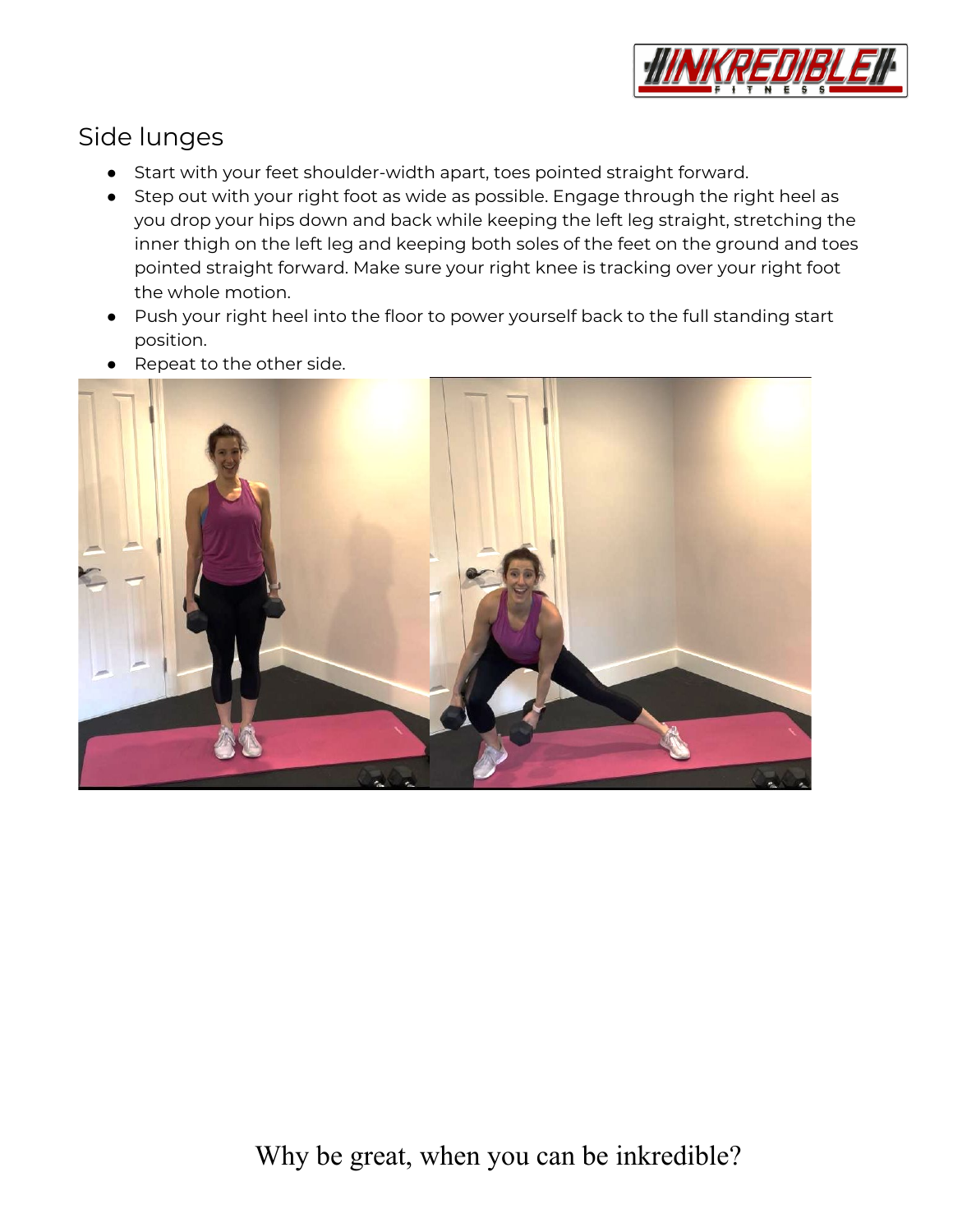## Side lunges

- Start with your feet shoulder-width apart, toes pointed straight forward.
- Step out with your right foot as wide as possible. Engage through the right heel as you drop your hips down and back while keeping the left leg straight, stretching the inner thigh on the left leg and keeping both soles of the feet on the ground and toes pointed straight forward. Make sure your right knee is tracking over your right foot the whole motion.
- Push your right heel into the floor to power yourself back to the full standing start position.
- Repeat to the other side.

Why be great, when you can be inkredible?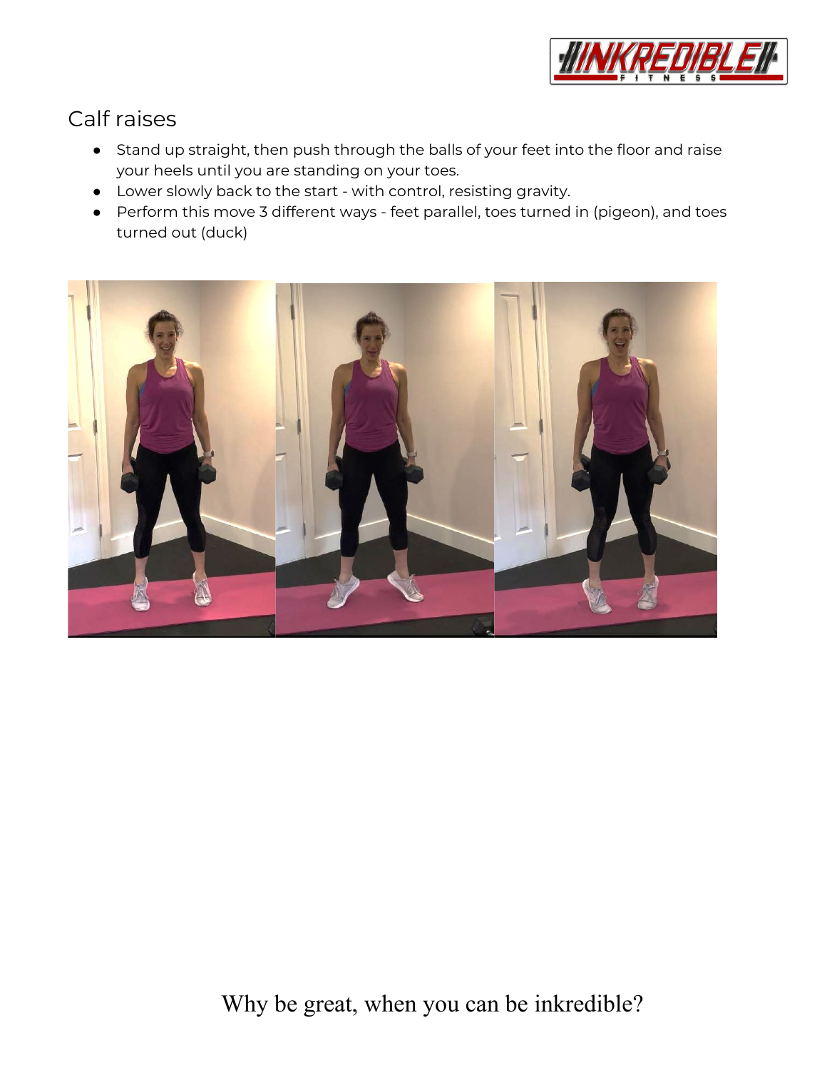## Calf raises

- Stand up straight, then push through the balls of your feet into the floor and raise your heels until you are standing on your toes.
- Lower slowly back to the start - with control, resisting gravity.
- Perform this move 3 different ways - feet parallel, toes turned in (pigeon), and toes turned out (duck)

Why be great, when you can be inkredible?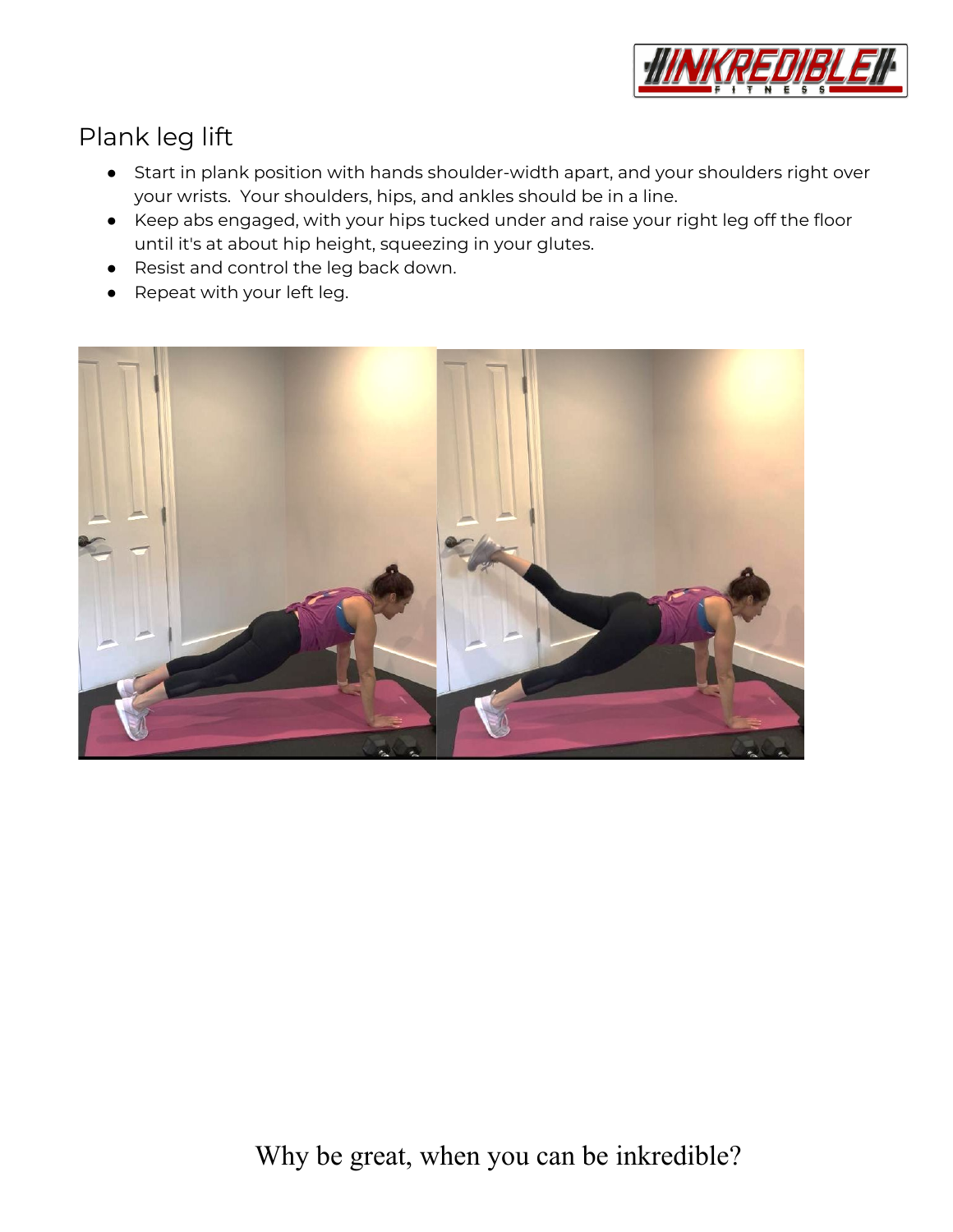## Plank leg lift

- Start in plank position with hands shoulder-width apart, and your shoulders right over your wrists. Your shoulders, hips, and ankles should be in a line.
- Keep abs engaged, with your hips tucked under and raise your right leg off the floor until it's at about hip height, squeezing in your glutes.
- Resist and control the leg back down.
- Repeat with your left leg.

Why be great, when you can be inkredible?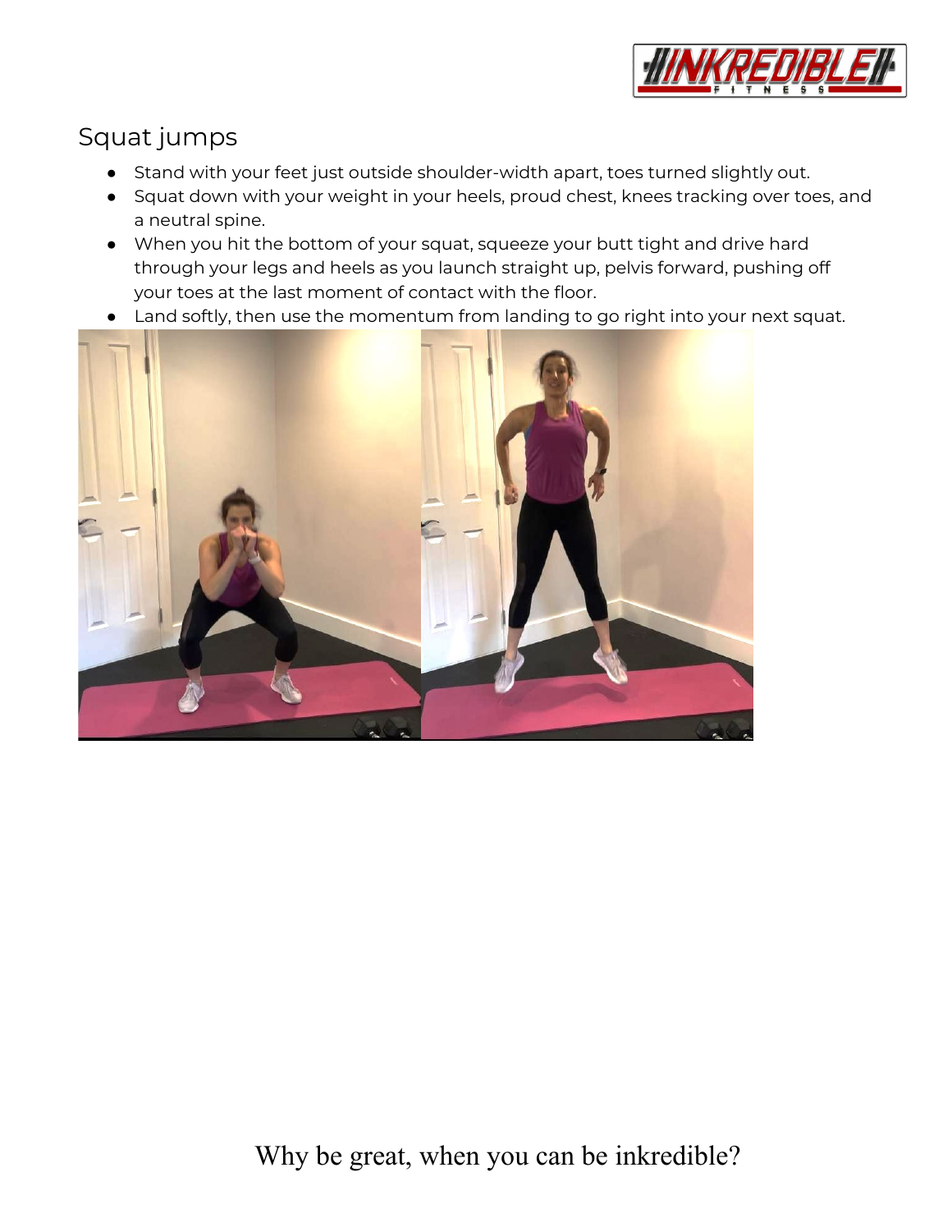## Squat jumps

- Stand with your feet just outside shoulder-width apart, toes turned slightly out.
- Squat down with your weight in your heels, proud chest, knees tracking over toes, and a neutral spine.
- When you hit the bottom of your squat, squeeze your butt tight and drive hard through your legs and heels as you launch straight up, pelvis forward, pushing off your toes at the last moment of contact with the floor.
- Land softly, then use the momentum from landing to go right into your next squat.

Why be great, when you can be inkredible?